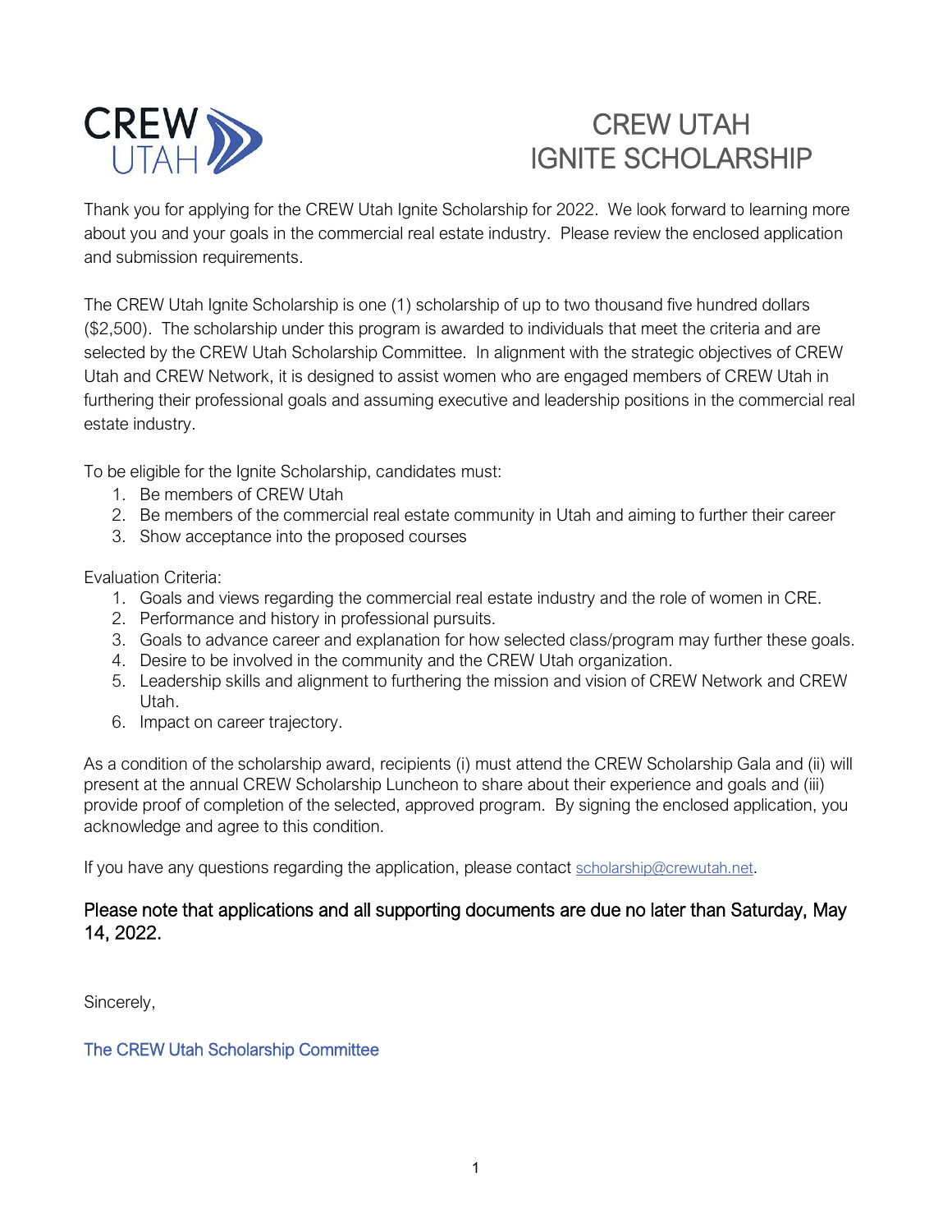# CREW UTAH IGNITE SCHOLARSHIP

Thank you for applying for the CREW Utah Ignite Scholarship for 2022. We look forward to learning more about you and your goals in the commercial real estate industry. Please review the enclosed application and submission requirements.

The CREW Utah Ignite Scholarship is one (1) scholarship of up to two thousand five hundred dollars ($2,500). The scholarship under this program is awarded to individuals that meet the criteria and are selected by the CREW Utah Scholarship Committee. In alignment with the strategic objectives of CREW Utah and CREW Network, it is designed to assist women who are engaged members of CREW Utah in furthering their professional goals and assuming executive and leadership positions in the commercial real estate industry.

To be eligible for the Ignite Scholarship, candidates must:

1. Be members of CREW Utah
2. Be members of the commercial real estate community in Utah and aiming to further their career
3. Show acceptance into the proposed courses

Evaluation Criteria:

1. Goals and views regarding the commercial real estate industry and the role of women in CRE.
2. Performance and history in professional pursuits.
3. Goals to advance career and explanation for how selected class/program may further these goals.
4. Desire to be involved in the community and the CREW Utah organization.
5. Leadership skills and alignment to furthering the mission and vision of CREW Network and CREW Utah.
6. Impact on career trajectory.

As a condition of the scholarship award, recipients (i) must attend the CREW Scholarship Gala and (ii) will present at the annual CREW Scholarship Luncheon to share about their experience and goals and (iii) provide proof of completion of the selected, approved program. By signing the enclosed application, you acknowledge and agree to this condition.

If you have any questions regarding the application, please contact scholarship@crewutah.net.

### Please note that applications and all supporting documents are due no later than Saturday, May 14, 2022.

Sincerely,

The CREW Utah Scholarship Committee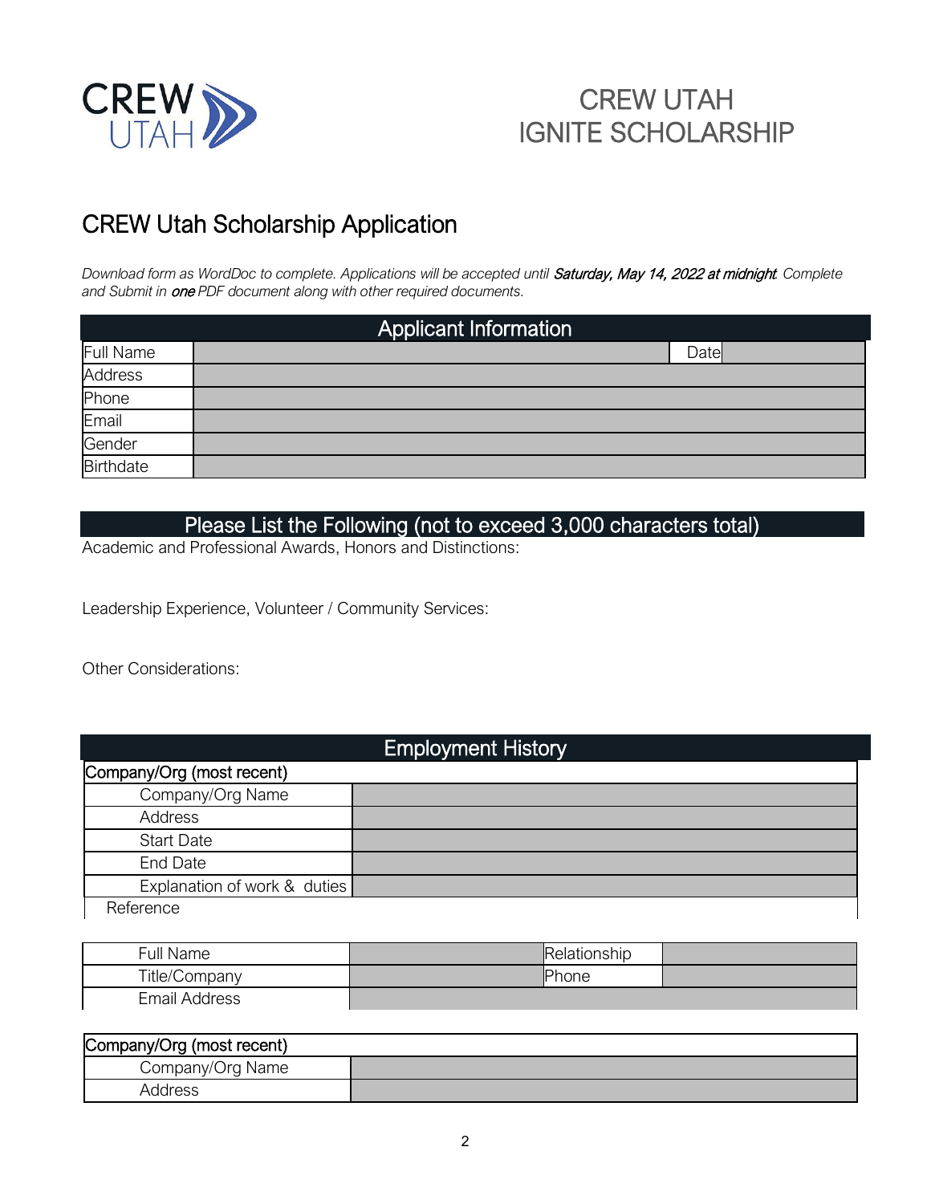CREW UTAH

# CREW UTAH IGNITE SCHOLARSHIP

## CREW Utah Scholarship Application

*Download form as WordDoc to complete. Applications will be accepted until* ***Saturday, May 14, 2022 at midnight****. Complete and Submit in* ***one*** *PDF document along with other required documents.*

| Applicant Information | | | |
|---|---|---|---|
| Full Name | | Date | |
| Address | | | |
| Phone | | | |
| Email | | | |
| Gender | | | |
| Birthdate | | | |

### Please List the Following (not to exceed 3,000 characters total)

Academic and Professional Awards, Honors and Distinctions:

Leadership Experience, Volunteer / Community Services:

Other Considerations:

### Employment History

| Company/Org (most recent) | |
|---|---|
| Company/Org Name | |
| Address | |
| Start Date | |
| End Date | |
| Explanation of work & duties | |
| Reference | |

| Full Name | | Relationship | |
|---|---|---|---|
| Title/Company | | Phone | |
| Email Address | | | |

| Company/Org (most recent) | |
|---|---|
| Company/Org Name | |
| Address | |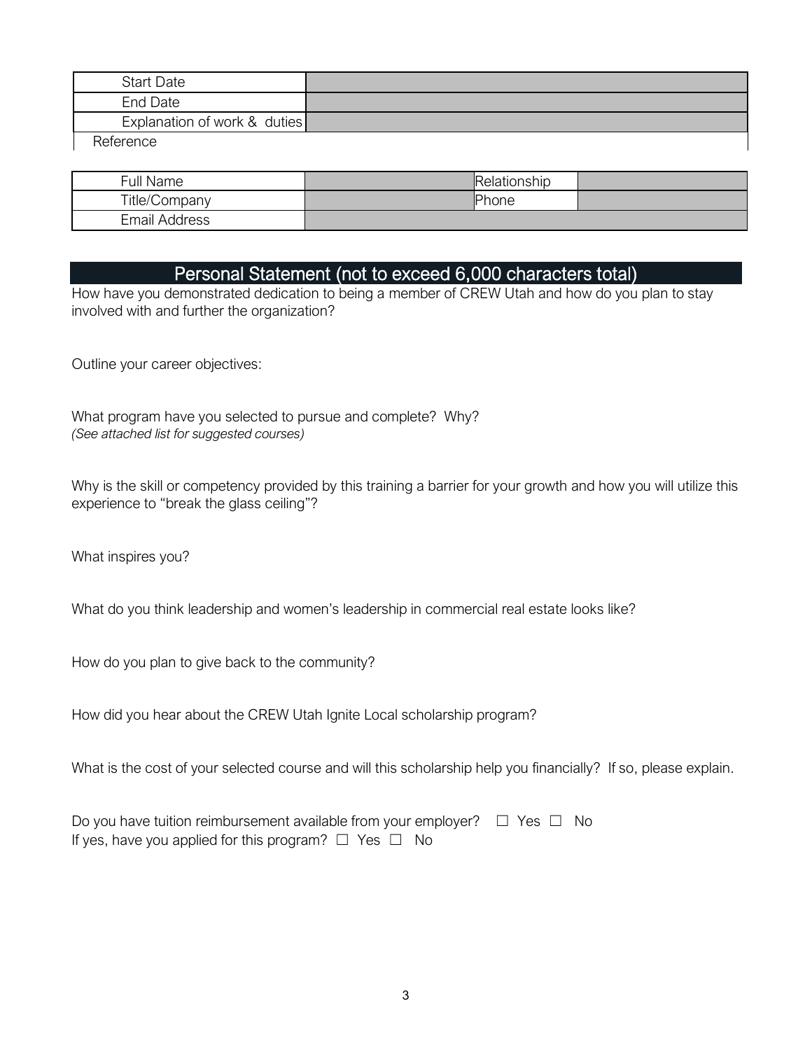| Start Date | |
|---|---|
| End Date | |
| Explanation of work & duties | |

Reference

| Full Name | | Relationship | |
|---|---|---|---|
| Title/Company | | Phone | |
| Email Address | | | |

## Personal Statement (not to exceed 6,000 characters total)

How have you demonstrated dedication to being a member of CREW Utah and how do you plan to stay involved with and further the organization?

Outline your career objectives:

What program have you selected to pursue and complete? Why?
*(See attached list for suggested courses)*

Why is the skill or competency provided by this training a barrier for your growth and how you will utilize this experience to "break the glass ceiling"?

What inspires you?

What do you think leadership and women's leadership in commercial real estate looks like?

How do you plan to give back to the community?

How did you hear about the CREW Utah Ignite Local scholarship program?

What is the cost of your selected course and will this scholarship help you financially? If so, please explain.

Do you have tuition reimbursement available from your employer? ☐ Yes ☐ No
If yes, have you applied for this program? ☐ Yes ☐ No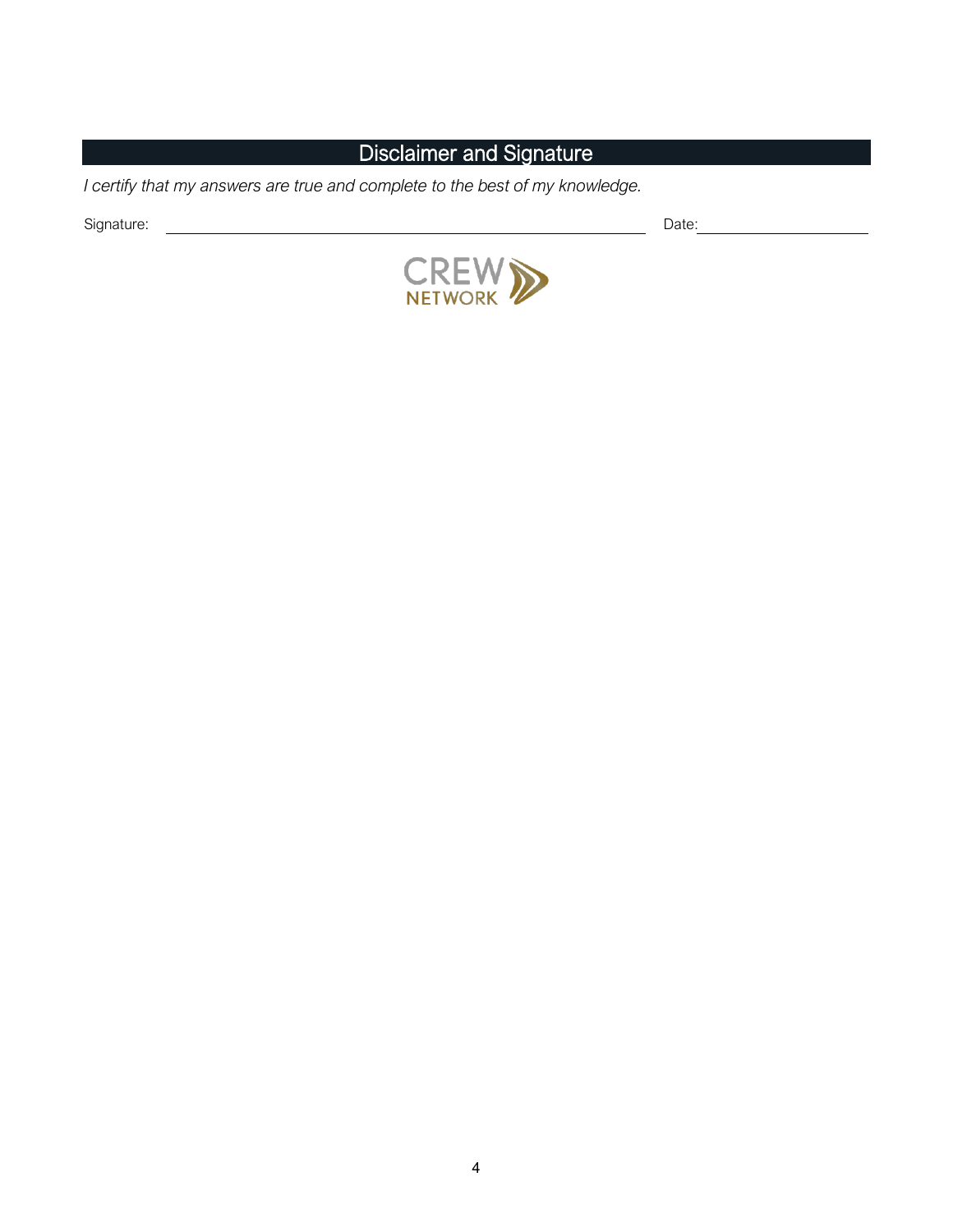## Disclaimer and Signature

*I certify that my answers are true and complete to the best of my knowledge.*

Signature: ______________________________________________ Date: ____________________

CREW NETWORK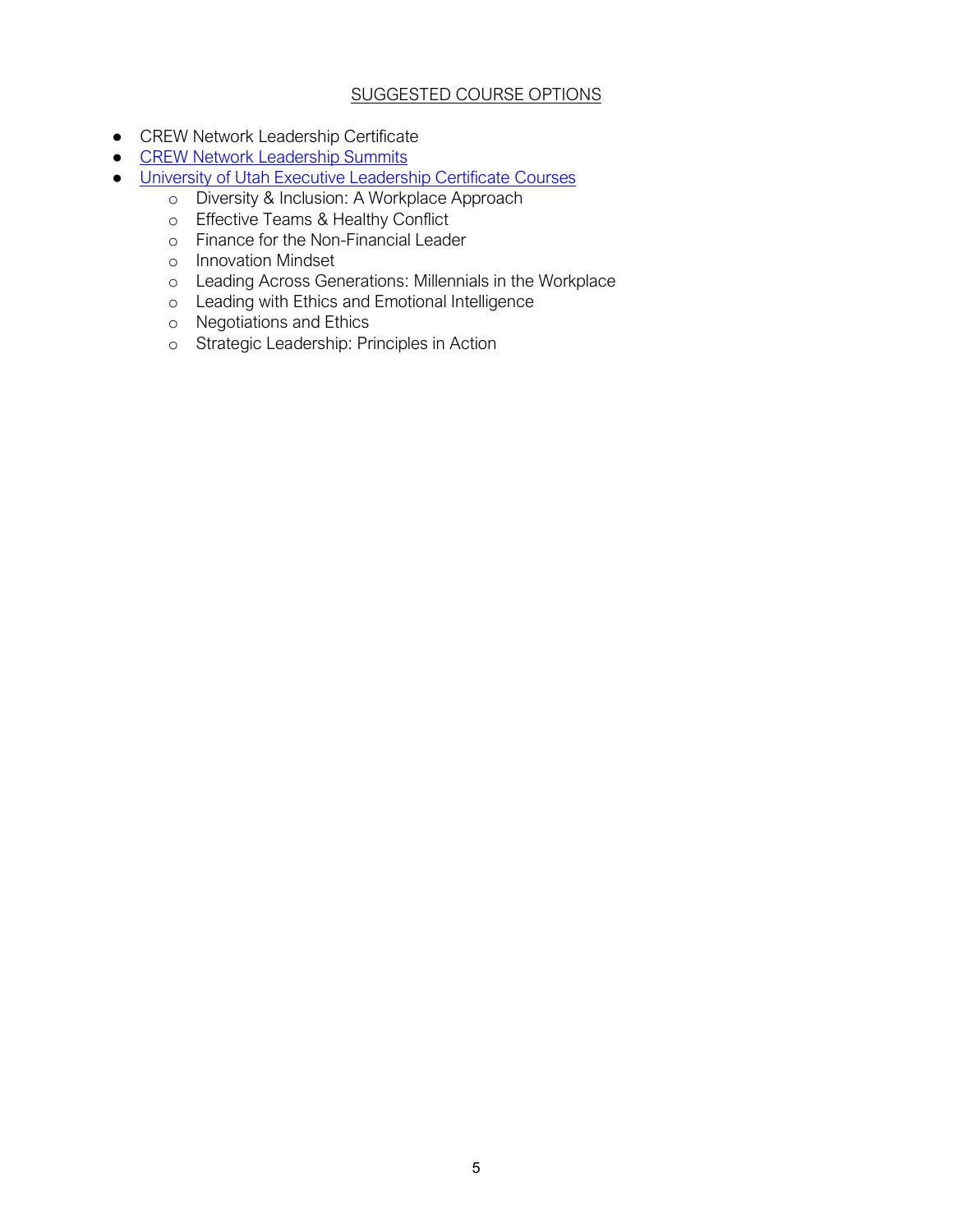## SUGGESTED COURSE OPTIONS

- CREW Network Leadership Certificate
- CREW Network Leadership Summits
- University of Utah Executive Leadership Certificate Courses
  - Diversity & Inclusion: A Workplace Approach
  - Effective Teams & Healthy Conflict
  - Finance for the Non-Financial Leader
  - Innovation Mindset
  - Leading Across Generations: Millennials in the Workplace
  - Leading with Ethics and Emotional Intelligence
  - Negotiations and Ethics
  - Strategic Leadership: Principles in Action